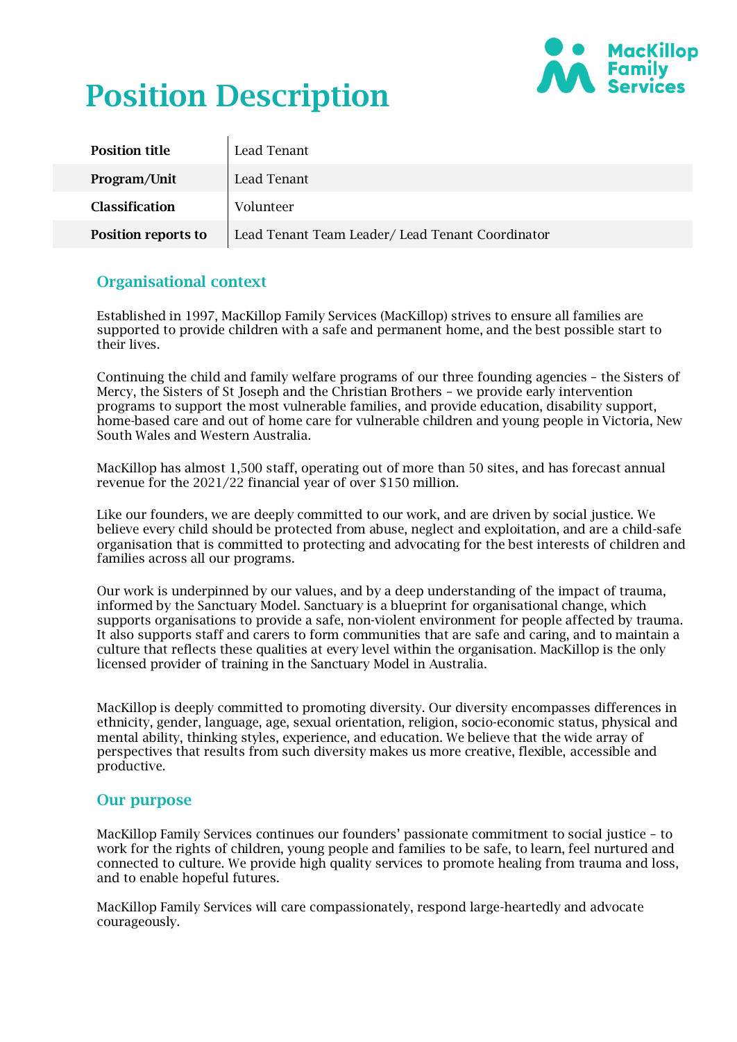# Position Description

| Position title | Lead Tenant |
|---|---|
| Program/Unit | Lead Tenant |
| Classification | Volunteer |
| Position reports to | Lead Tenant Team Leader/ Lead Tenant Coordinator |

## Organisational context

Established in 1997, MacKillop Family Services (MacKillop) strives to ensure all families are supported to provide children with a safe and permanent home, and the best possible start to their lives.

Continuing the child and family welfare programs of our three founding agencies – the Sisters of Mercy, the Sisters of St Joseph and the Christian Brothers – we provide early intervention programs to support the most vulnerable families, and provide education, disability support, home-based care and out of home care for vulnerable children and young people in Victoria, New South Wales and Western Australia.

MacKillop has almost 1,500 staff, operating out of more than 50 sites, and has forecast annual revenue for the 2021/22 financial year of over $150 million.

Like our founders, we are deeply committed to our work, and are driven by social justice. We believe every child should be protected from abuse, neglect and exploitation, and are a child-safe organisation that is committed to protecting and advocating for the best interests of children and families across all our programs.

Our work is underpinned by our values, and by a deep understanding of the impact of trauma, informed by the Sanctuary Model. Sanctuary is a blueprint for organisational change, which supports organisations to provide a safe, non-violent environment for people affected by trauma. It also supports staff and carers to form communities that are safe and caring, and to maintain a culture that reflects these qualities at every level within the organisation. MacKillop is the only licensed provider of training in the Sanctuary Model in Australia.

MacKillop is deeply committed to promoting diversity. Our diversity encompasses differences in ethnicity, gender, language, age, sexual orientation, religion, socio-economic status, physical and mental ability, thinking styles, experience, and education. We believe that the wide array of perspectives that results from such diversity makes us more creative, flexible, accessible and productive.

## Our purpose

MacKillop Family Services continues our founders' passionate commitment to social justice – to work for the rights of children, young people and families to be safe, to learn, feel nurtured and connected to culture. We provide high quality services to promote healing from trauma and loss, and to enable hopeful futures.

MacKillop Family Services will care compassionately, respond large-heartedly and advocate courageously.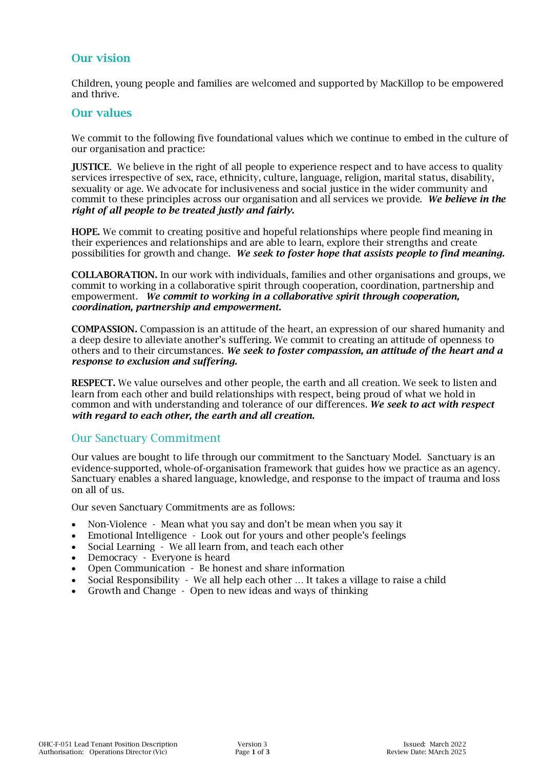## Our vision

Children, young people and families are welcomed and supported by MacKillop to be empowered and thrive.

## Our values

We commit to the following five foundational values which we continue to embed in the culture of our organisation and practice:

**JUSTICE**. We believe in the right of all people to experience respect and to have access to quality services irrespective of sex, race, ethnicity, culture, language, religion, marital status, disability, sexuality or age. We advocate for inclusiveness and social justice in the wider community and commit to these principles across our organisation and all services we provide. ***We believe in the right of all people to be treated justly and fairly.***

**HOPE.** We commit to creating positive and hopeful relationships where people find meaning in their experiences and relationships and are able to learn, explore their strengths and create possibilities for growth and change. ***We seek to foster hope that assists people to find meaning.***

**COLLABORATION.** In our work with individuals, families and other organisations and groups, we commit to working in a collaborative spirit through cooperation, coordination, partnership and empowerment. ***We commit to working in a collaborative spirit through cooperation, coordination, partnership and empowerment.***

**COMPASSION.** Compassion is an attitude of the heart, an expression of our shared humanity and a deep desire to alleviate another's suffering. We commit to creating an attitude of openness to others and to their circumstances. ***We seek to foster compassion, an attitude of the heart and a response to exclusion and suffering.***

**RESPECT.** We value ourselves and other people, the earth and all creation. We seek to listen and learn from each other and build relationships with respect, being proud of what we hold in common and with understanding and tolerance of our differences. ***We seek to act with respect with regard to each other, the earth and all creation.***

## Our Sanctuary Commitment

Our values are bought to life through our commitment to the Sanctuary Model. Sanctuary is an evidence-supported, whole-of-organisation framework that guides how we practice as an agency. Sanctuary enables a shared language, knowledge, and response to the impact of trauma and loss on all of us.

Our seven Sanctuary Commitments are as follows:

- Non-Violence - Mean what you say and don't be mean when you say it
- Emotional Intelligence - Look out for yours and other people's feelings
- Social Learning - We all learn from, and teach each other
- Democracy - Everyone is heard
- Open Communication - Be honest and share information
- Social Responsibility - We all help each other … It takes a village to raise a child
- Growth and Change - Open to new ideas and ways of thinking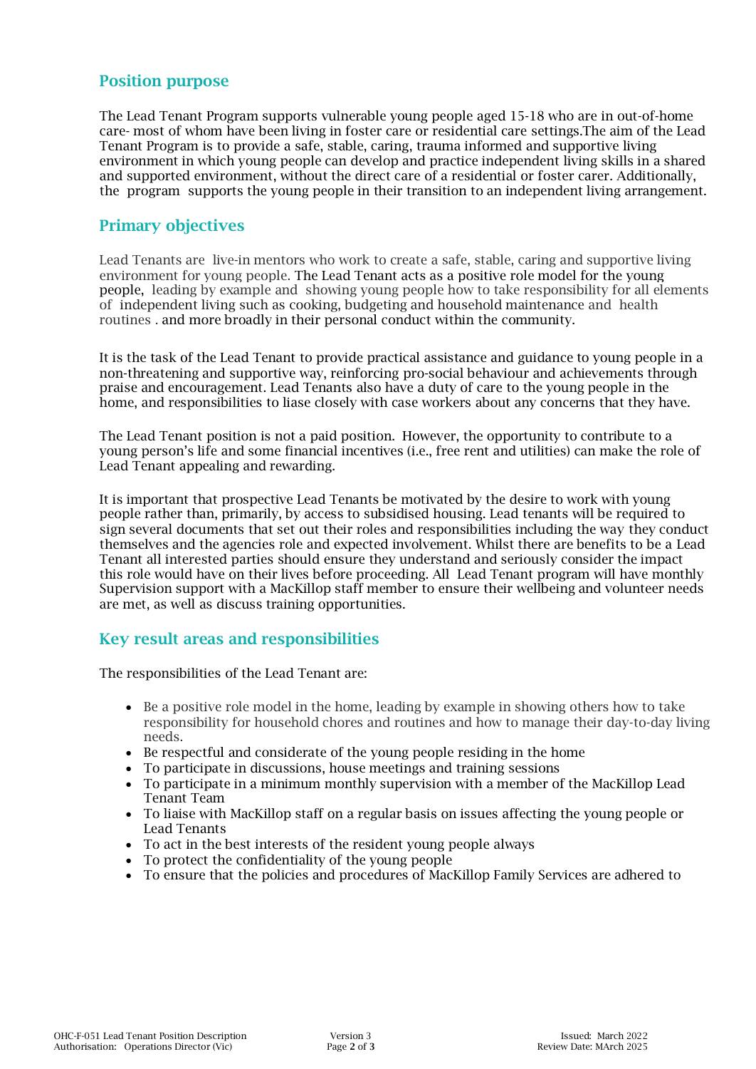## Position purpose

The Lead Tenant Program supports vulnerable young people aged 15-18 who are in out-of-home care- most of whom have been living in foster care or residential care settings.The aim of the Lead Tenant Program is to provide a safe, stable, caring, trauma informed and supportive living environment in which young people can develop and practice independent living skills in a shared and supported environment, without the direct care of a residential or foster carer. Additionally, the program supports the young people in their transition to an independent living arrangement.

## Primary objectives

Lead Tenants are live-in mentors who work to create a safe, stable, caring and supportive living environment for young people. The Lead Tenant acts as a positive role model for the young people, leading by example and showing young people how to take responsibility for all elements of independent living such as cooking, budgeting and household maintenance and health routines . and more broadly in their personal conduct within the community.

It is the task of the Lead Tenant to provide practical assistance and guidance to young people in a non-threatening and supportive way, reinforcing pro-social behaviour and achievements through praise and encouragement. Lead Tenants also have a duty of care to the young people in the home, and responsibilities to liase closely with case workers about any concerns that they have.

The Lead Tenant position is not a paid position. However, the opportunity to contribute to a young person's life and some financial incentives (i.e., free rent and utilities) can make the role of Lead Tenant appealing and rewarding.

It is important that prospective Lead Tenants be motivated by the desire to work with young people rather than, primarily, by access to subsidised housing. Lead tenants will be required to sign several documents that set out their roles and responsibilities including the way they conduct themselves and the agencies role and expected involvement. Whilst there are benefits to be a Lead Tenant all interested parties should ensure they understand and seriously consider the impact this role would have on their lives before proceeding. All Lead Tenant program will have monthly Supervision support with a MacKillop staff member to ensure their wellbeing and volunteer needs are met, as well as discuss training opportunities.

## Key result areas and responsibilities

The responsibilities of the Lead Tenant are:

- Be a positive role model in the home, leading by example in showing others how to take responsibility for household chores and routines and how to manage their day-to-day living needs.
- Be respectful and considerate of the young people residing in the home
- To participate in discussions, house meetings and training sessions
- To participate in a minimum monthly supervision with a member of the MacKillop Lead Tenant Team
- To liaise with MacKillop staff on a regular basis on issues affecting the young people or Lead Tenants
- To act in the best interests of the resident young people always
- To protect the confidentiality of the young people
- To ensure that the policies and procedures of MacKillop Family Services are adhered to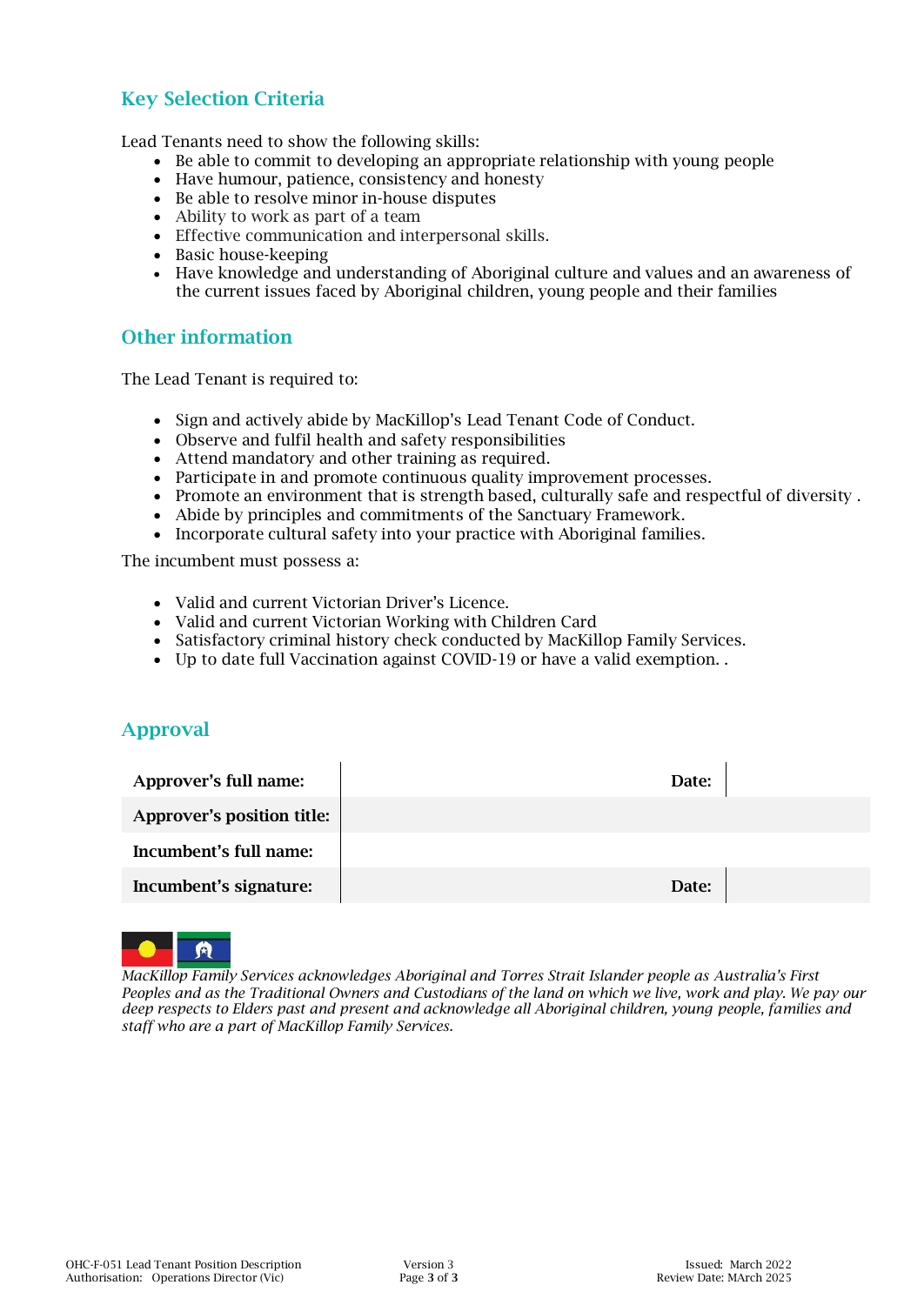## Key Selection Criteria

Lead Tenants need to show the following skills:

- Be able to commit to developing an appropriate relationship with young people
- Have humour, patience, consistency and honesty
- Be able to resolve minor in-house disputes
- Ability to work as part of a team
- Effective communication and interpersonal skills.
- Basic house-keeping
- Have knowledge and understanding of Aboriginal culture and values and an awareness of the current issues faced by Aboriginal children, young people and their families

## Other information

The Lead Tenant is required to:

- Sign and actively abide by MacKillop's Lead Tenant Code of Conduct.
- Observe and fulfil health and safety responsibilities
- Attend mandatory and other training as required.
- Participate in and promote continuous quality improvement processes.
- Promote an environment that is strength based, culturally safe and respectful of diversity .
- Abide by principles and commitments of the Sanctuary Framework.
- Incorporate cultural safety into your practice with Aboriginal families.

The incumbent must possess a:

- Valid and current Victorian Driver's Licence.
- Valid and current Victorian Working with Children Card
- Satisfactory criminal history check conducted by MacKillop Family Services.
- Up to date full Vaccination against COVID-19 or have a valid exemption. .

## Approval

| | | | |
|---|---|---|---|
| **Approver's full name:** | | **Date:** | |
| **Approver's position title:** | | | |
| **Incumbent's full name:** | | | |
| **Incumbent's signature:** | | **Date:** | |

*MacKillop Family Services acknowledges Aboriginal and Torres Strait Islander people as Australia's First Peoples and as the Traditional Owners and Custodians of the land on which we live, work and play. We pay our deep respects to Elders past and present and acknowledge all Aboriginal children, young people, families and staff who are a part of MacKillop Family Services.*